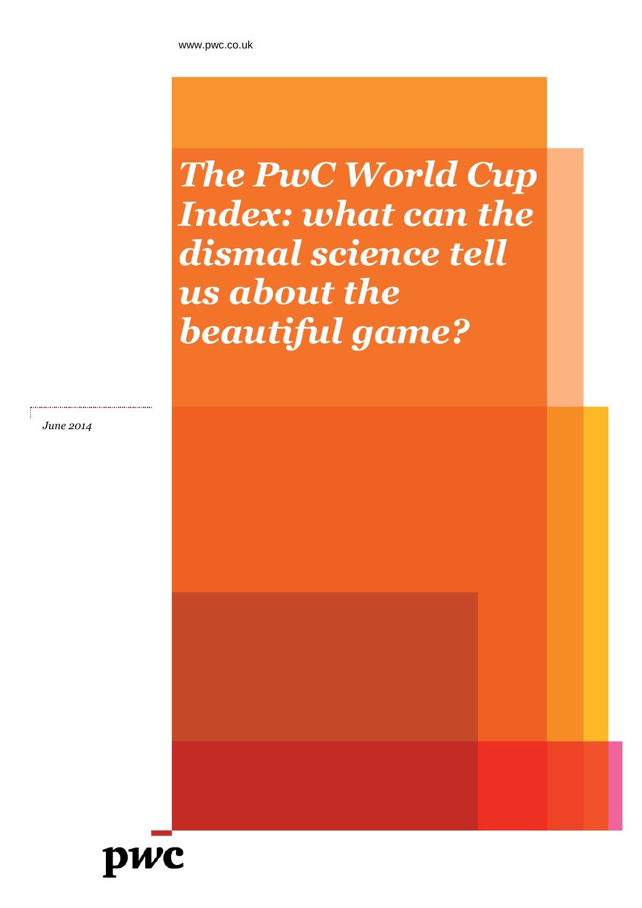www.pwc.co.uk

# *The PwC World Cup Index: what can the dismal science tell us about the beautiful game?*

*June 2014*

pwc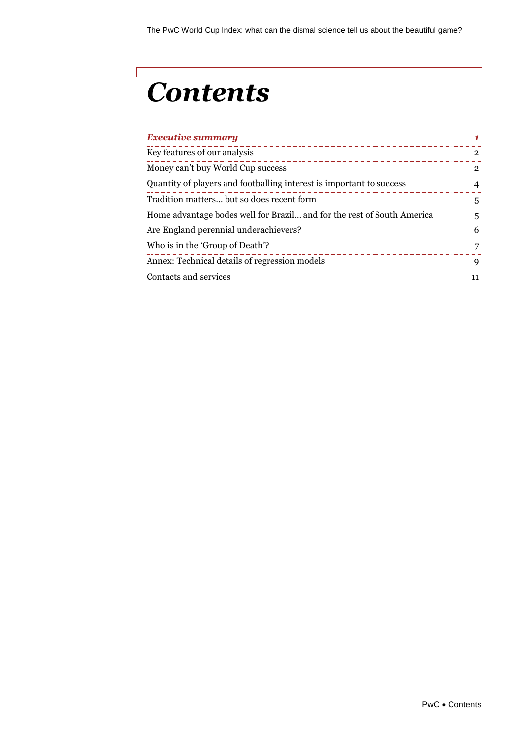# Contents

| | |
|---|---|
| ***Executive summary*** | ***1*** |
| Key features of our analysis | 2 |
| Money can't buy World Cup success | 2 |
| Quantity of players and footballing interest is important to success | 4 |
| Tradition matters... but so does recent form | 5 |
| Home advantage bodes well for Brazil... and for the rest of South America | 5 |
| Are England perennial underachievers? | 6 |
| Who is in the 'Group of Death'? | 7 |
| Annex: Technical details of regression models | 9 |
| Contacts and services | 11 |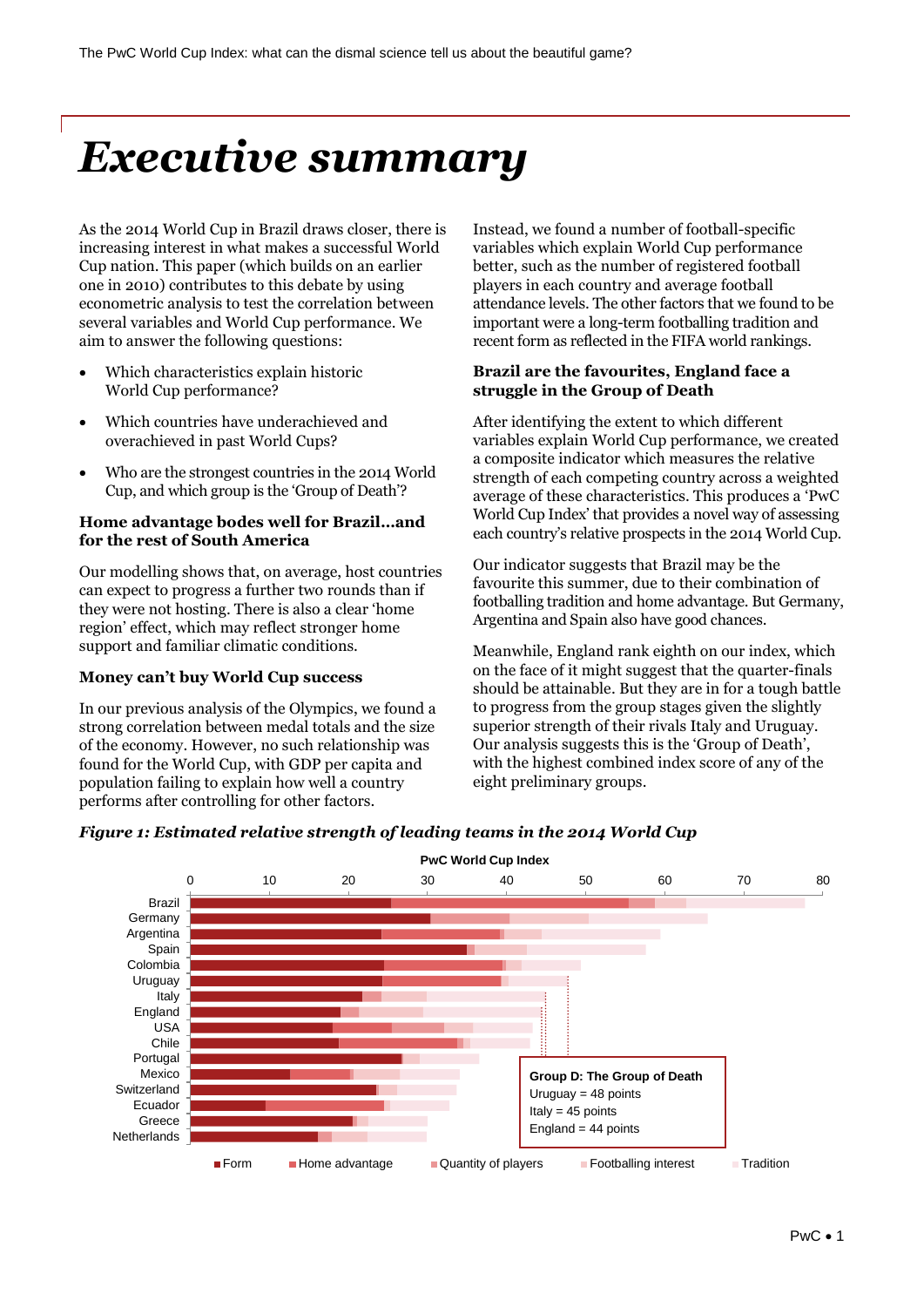# Executive summary

As the 2014 World Cup in Brazil draws closer, there is increasing interest in what makes a successful World Cup nation. This paper (which builds on an earlier one in 2010) contributes to this debate by using econometric analysis to test the correlation between several variables and World Cup performance. We aim to answer the following questions:

- Which characteristics explain historic World Cup performance?
- Which countries have underachieved and overachieved in past World Cups?
- Who are the strongest countries in the 2014 World Cup, and which group is the 'Group of Death'?

**Home advantage bodes well for Brazil…and for the rest of South America**

Our modelling shows that, on average, host countries can expect to progress a further two rounds than if they were not hosting. There is also a clear 'home region' effect, which may reflect stronger home support and familiar climatic conditions.

**Money can't buy World Cup success**

In our previous analysis of the Olympics, we found a strong correlation between medal totals and the size of the economy. However, no such relationship was found for the World Cup, with GDP per capita and population failing to explain how well a country performs after controlling for other factors.

Instead, we found a number of football-specific variables which explain World Cup performance better, such as the number of registered football players in each country and average football attendance levels. The other factors that we found to be important were a long-term footballing tradition and recent form as reflected in the FIFA world rankings.

**Brazil are the favourites, England face a struggle in the Group of Death**

After identifying the extent to which different variables explain World Cup performance, we created a composite indicator which measures the relative strength of each competing country across a weighted average of these characteristics. This produces a 'PwC World Cup Index' that provides a novel way of assessing each country's relative prospects in the 2014 World Cup.

Our indicator suggests that Brazil may be the favourite this summer, due to their combination of footballing tradition and home advantage. But Germany, Argentina and Spain also have good chances.

Meanwhile, England rank eighth on our index, which on the face of it might suggest that the quarter-finals should be attainable. But they are in for a tough battle to progress from the group stages given the slightly superior strength of their rivals Italy and Uruguay. Our analysis suggests this is the 'Group of Death', with the highest combined index score of any of the eight preliminary groups.

***Figure 1: Estimated relative strength of leading teams in the 2014 World Cup***

PwC World Cup Index

Countries (in order): Brazil, Germany, Argentina, Spain, Colombia, Uruguay, Italy, England, USA, Chile, Portugal, Mexico, Switzerland, Ecuador, Greece, Netherlands

Legend: Form, Home advantage, Quantity of players, Footballing interest, Tradition

Group D: The Group of Death
Uruguay = 48 points
Italy = 45 points
England = 44 points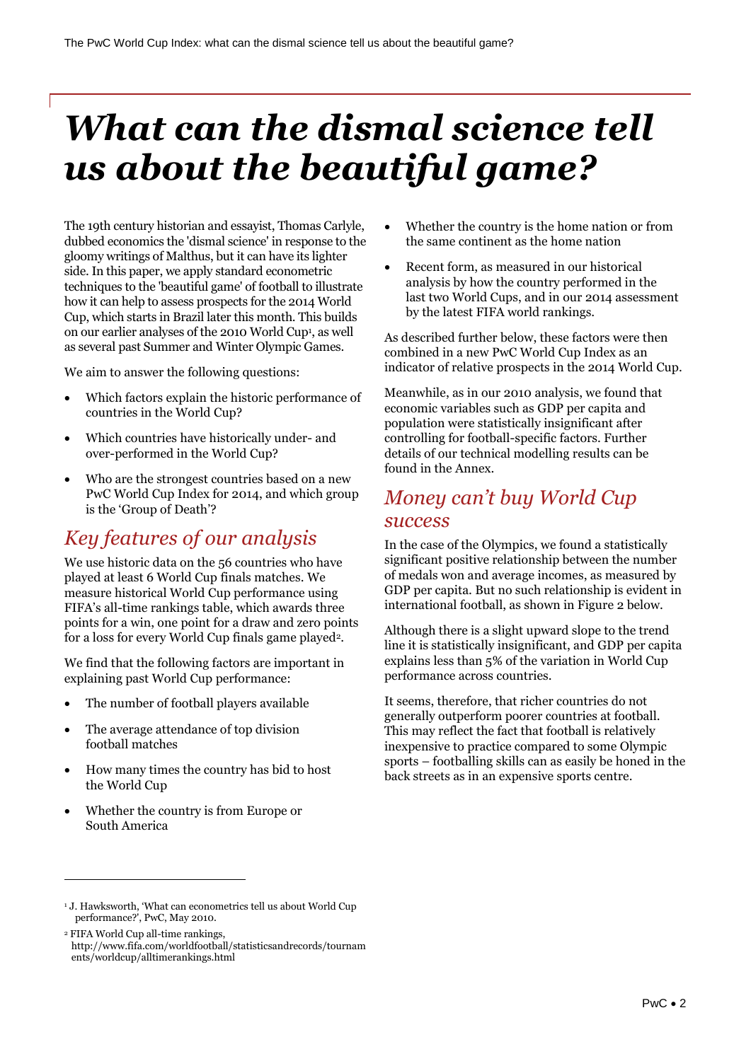# What can the dismal science tell us about the beautiful game?

The 19th century historian and essayist, Thomas Carlyle, dubbed economics the 'dismal science' in response to the gloomy writings of Malthus, but it can have its lighter side. In this paper, we apply standard econometric techniques to the 'beautiful game' of football to illustrate how it can help to assess prospects for the 2014 World Cup, which starts in Brazil later this month. This builds on our earlier analyses of the 2010 World Cup[1], as well as several past Summer and Winter Olympic Games.

We aim to answer the following questions:

- Which factors explain the historic performance of countries in the World Cup?
- Which countries have historically under- and over-performed in the World Cup?
- Who are the strongest countries based on a new PwC World Cup Index for 2014, and which group is the 'Group of Death'?

## Key features of our analysis

We use historic data on the 56 countries who have played at least 6 World Cup finals matches. We measure historical World Cup performance using FIFA's all-time rankings table, which awards three points for a win, one point for a draw and zero points for a loss for every World Cup finals game played[2].

We find that the following factors are important in explaining past World Cup performance:

- The number of football players available
- The average attendance of top division football matches
- How many times the country has bid to host the World Cup
- Whether the country is from Europe or South America
- Whether the country is the home nation or from the same continent as the home nation
- Recent form, as measured in our historical analysis by how the country performed in the last two World Cups, and in our 2014 assessment by the latest FIFA world rankings.

As described further below, these factors were then combined in a new PwC World Cup Index as an indicator of relative prospects in the 2014 World Cup.

Meanwhile, as in our 2010 analysis, we found that economic variables such as GDP per capita and population were statistically insignificant after controlling for football-specific factors. Further details of our technical modelling results can be found in the Annex.

## Money can't buy World Cup success

In the case of the Olympics, we found a statistically significant positive relationship between the number of medals won and average incomes, as measured by GDP per capita. But no such relationship is evident in international football, as shown in Figure 2 below.

Although there is a slight upward slope to the trend line it is statistically insignificant, and GDP per capita explains less than 5% of the variation in World Cup performance across countries.

It seems, therefore, that richer countries do not generally outperform poorer countries at football. This may reflect the fact that football is relatively inexpensive to practice compared to some Olympic sports – footballing skills can as easily be honed in the back streets as in an expensive sports centre.

---

[1] J. Hawksworth, 'What can econometrics tell us about World Cup performance?', PwC, May 2010.

[2] FIFA World Cup all-time rankings, http://www.fifa.com/worldfootball/statisticsandrecords/tournaments/worldcup/alltimerankings.html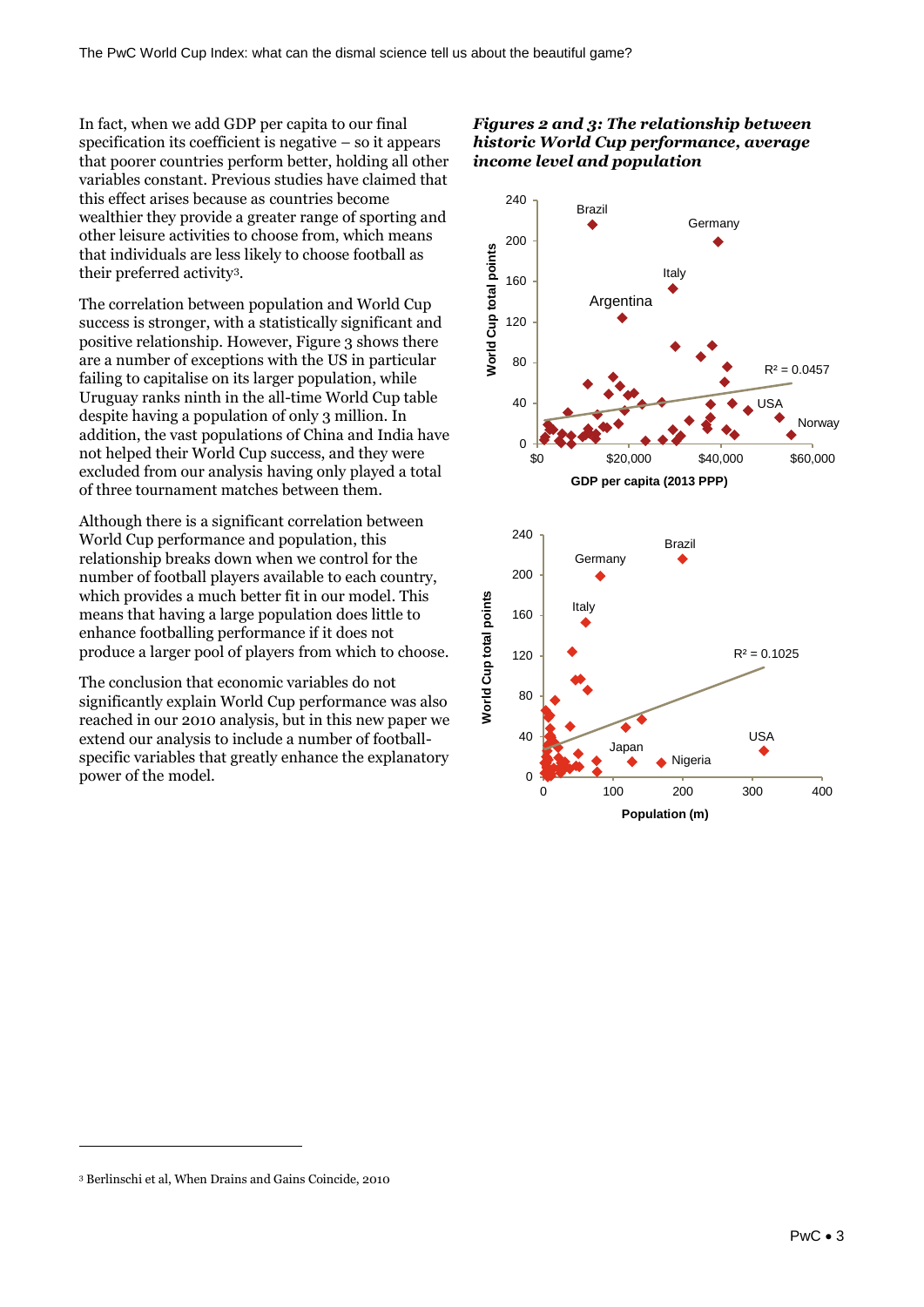In fact, when we add GDP per capita to our final specification its coefficient is negative – so it appears that poorer countries perform better, holding all other variables constant. Previous studies have claimed that this effect arises because as countries become wealthier they provide a greater range of sporting and other leisure activities to choose from, which means that individuals are less likely to choose football as their preferred activity[3].

The correlation between population and World Cup success is stronger, with a statistically significant and positive relationship. However, Figure 3 shows there are a number of exceptions with the US in particular failing to capitalise on its larger population, while Uruguay ranks ninth in the all-time World Cup table despite having a population of only 3 million. In addition, the vast populations of China and India have not helped their World Cup success, and they were excluded from our analysis having only played a total of three tournament matches between them.

Although there is a significant correlation between World Cup performance and population, this relationship breaks down when we control for the number of football players available to each country, which provides a much better fit in our model. This means that having a large population does little to enhance footballing performance if it does not produce a larger pool of players from which to choose.

The conclusion that economic variables do not significantly explain World Cup performance was also reached in our 2010 analysis, but in this new paper we extend our analysis to include a number of football-specific variables that greatly enhance the explanatory power of the model.

***Figures 2 and 3: The relationship between historic World Cup performance, average income level and population***

[3] Berlinschi et al, When Drains and Gains Coincide, 2010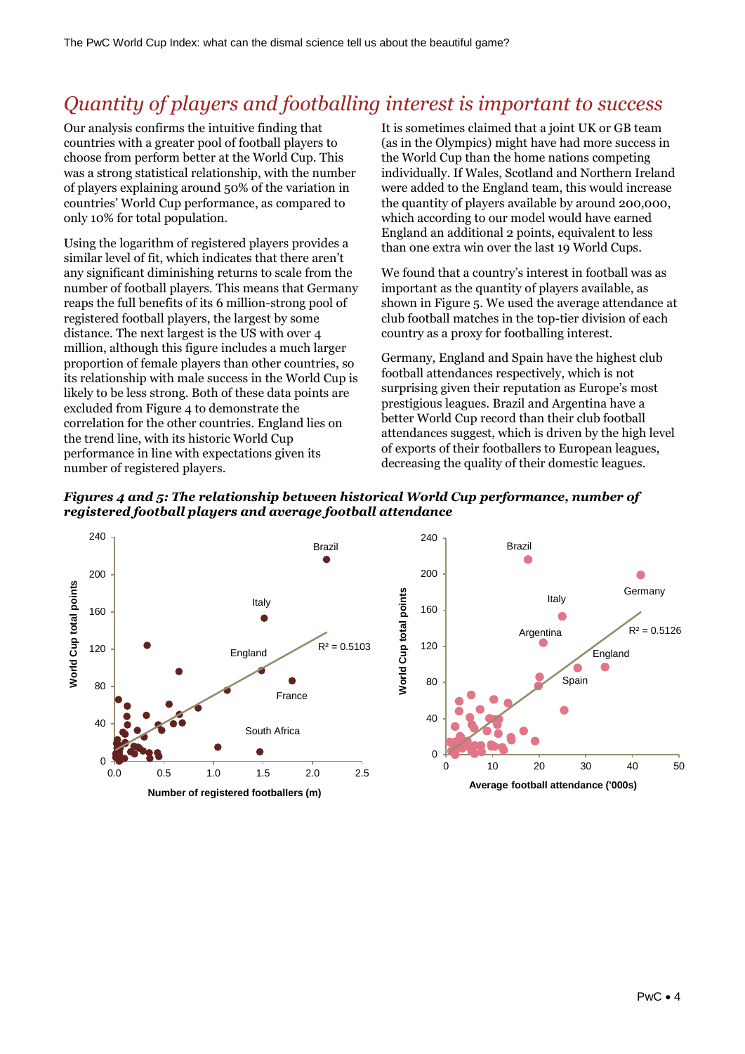## *Quantity of players and footballing interest is important to success*

Our analysis confirms the intuitive finding that countries with a greater pool of football players to choose from perform better at the World Cup. This was a strong statistical relationship, with the number of players explaining around 50% of the variation in countries' World Cup performance, as compared to only 10% for total population.

Using the logarithm of registered players provides a similar level of fit, which indicates that there aren't any significant diminishing returns to scale from the number of football players. This means that Germany reaps the full benefits of its 6 million-strong pool of registered football players, the largest by some distance. The next largest is the US with over 4 million, although this figure includes a much larger proportion of female players than other countries, so its relationship with male success in the World Cup is likely to be less strong. Both of these data points are excluded from Figure 4 to demonstrate the correlation for the other countries. England lies on the trend line, with its historic World Cup performance in line with expectations given its number of registered players.

It is sometimes claimed that a joint UK or GB team (as in the Olympics) might have had more success in the World Cup than the home nations competing individually. If Wales, Scotland and Northern Ireland were added to the England team, this would increase the quantity of players available by around 200,000, which according to our model would have earned England an additional 2 points, equivalent to less than one extra win over the last 19 World Cups.

We found that a country's interest in football was as important as the quantity of players available, as shown in Figure 5. We used the average attendance at club football matches in the top-tier division of each country as a proxy for footballing interest.

Germany, England and Spain have the highest club football attendances respectively, which is not surprising given their reputation as Europe's most prestigious leagues. Brazil and Argentina have a better World Cup record than their club football attendances suggest, which is driven by the high level of exports of their footballers to European leagues, decreasing the quality of their domestic leagues.

***Figures 4 and 5: The relationship between historical World Cup performance, number of registered football players and average football attendance***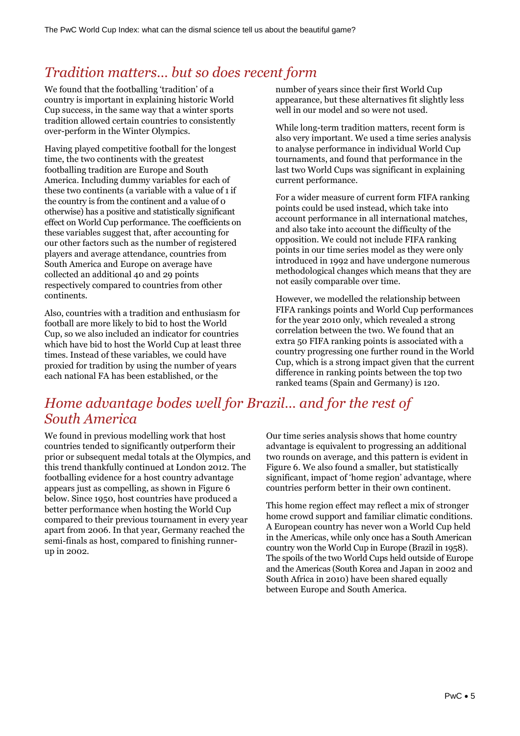## *Tradition matters… but so does recent form*

We found that the footballing 'tradition' of a country is important in explaining historic World Cup success, in the same way that a winter sports tradition allowed certain countries to consistently over-perform in the Winter Olympics.

Having played competitive football for the longest time, the two continents with the greatest footballing tradition are Europe and South America. Including dummy variables for each of these two continents (a variable with a value of 1 if the country is from the continent and a value of 0 otherwise) has a positive and statistically significant effect on World Cup performance. The coefficients on these variables suggest that, after accounting for our other factors such as the number of registered players and average attendance, countries from South America and Europe on average have collected an additional 40 and 29 points respectively compared to countries from other continents.

Also, countries with a tradition and enthusiasm for football are more likely to bid to host the World Cup, so we also included an indicator for countries which have bid to host the World Cup at least three times. Instead of these variables, we could have proxied for tradition by using the number of years each national FA has been established, or the number of years since their first World Cup appearance, but these alternatives fit slightly less well in our model and so were not used.

While long-term tradition matters, recent form is also very important. We used a time series analysis to analyse performance in individual World Cup tournaments, and found that performance in the last two World Cups was significant in explaining current performance.

For a wider measure of current form FIFA ranking points could be used instead, which take into account performance in all international matches, and also take into account the difficulty of the opposition. We could not include FIFA ranking points in our time series model as they were only introduced in 1992 and have undergone numerous methodological changes which means that they are not easily comparable over time.

However, we modelled the relationship between FIFA rankings points and World Cup performances for the year 2010 only, which revealed a strong correlation between the two. We found that an extra 50 FIFA ranking points is associated with a country progressing one further round in the World Cup, which is a strong impact given that the current difference in ranking points between the top two ranked teams (Spain and Germany) is 120.

## *Home advantage bodes well for Brazil… and for the rest of South America*

We found in previous modelling work that host countries tended to significantly outperform their prior or subsequent medal totals at the Olympics, and this trend thankfully continued at London 2012. The footballing evidence for a host country advantage appears just as compelling, as shown in Figure 6 below. Since 1950, host countries have produced a better performance when hosting the World Cup compared to their previous tournament in every year apart from 2006. In that year, Germany reached the semi-finals as host, compared to finishing runner-up in 2002.

Our time series analysis shows that home country advantage is equivalent to progressing an additional two rounds on average, and this pattern is evident in Figure 6. We also found a smaller, but statistically significant, impact of 'home region' advantage, where countries perform better in their own continent.

This home region effect may reflect a mix of stronger home crowd support and familiar climatic conditions. A European country has never won a World Cup held in the Americas, while only once has a South American country won the World Cup in Europe (Brazil in 1958). The spoils of the two World Cups held outside of Europe and the Americas (South Korea and Japan in 2002 and South Africa in 2010) have been shared equally between Europe and South America.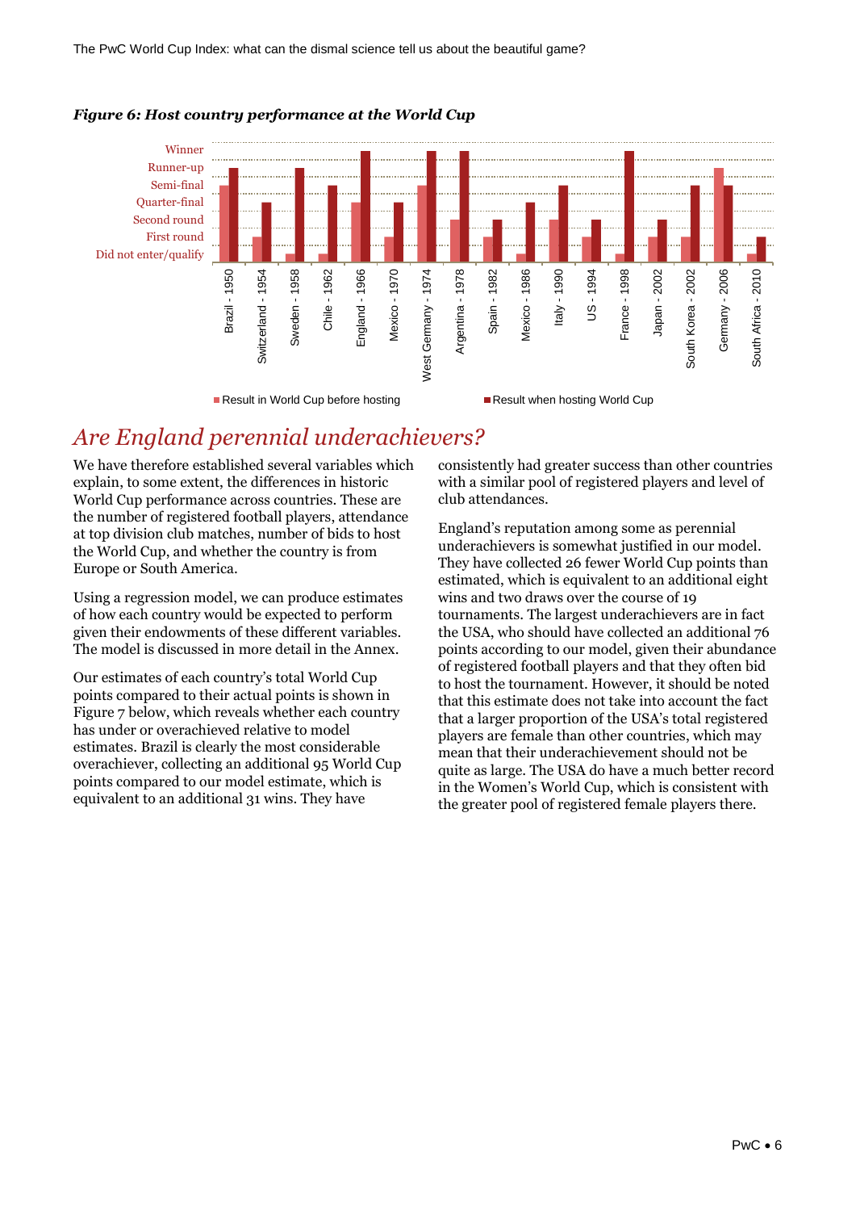***Figure 6: Host country performance at the World Cup***

| Host | Result in World Cup before hosting | Result when hosting World Cup |
|---|---|---|
| Brazil - 1950 | Semi-final | Runner-up |
| Switzerland - 1954 | First round | Quarter-final |
| Sweden - 1958 | Did not enter/qualify | Runner-up |
| Chile - 1962 | Did not enter/qualify | Semi-final |
| England - 1966 | Quarter-final | Winner |
| Mexico - 1970 | First round | Quarter-final |
| West Germany - 1974 | Semi-final | Winner |
| Argentina - 1978 | Second round | Winner |
| Spain - 1982 | First round | Second round |
| Mexico - 1986 | Did not enter/qualify | Quarter-final |
| Italy - 1990 | Second round | Semi-final |
| US - 1994 | First round | Second round |
| France - 1998 | Did not enter/qualify | Winner |
| Japan - 2002 | First round | Second round |
| South Korea - 2002 | First round | Semi-final |
| Germany - 2006 | Runner-up | Semi-final |
| South Africa - 2010 | Did not enter/qualify | First round |

## *Are England perennial underachievers?*

We have therefore established several variables which explain, to some extent, the differences in historic World Cup performance across countries. These are the number of registered football players, attendance at top division club matches, number of bids to host the World Cup, and whether the country is from Europe or South America.

Using a regression model, we can produce estimates of how each country would be expected to perform given their endowments of these different variables. The model is discussed in more detail in the Annex.

Our estimates of each country's total World Cup points compared to their actual points is shown in Figure 7 below, which reveals whether each country has under or overachieved relative to model estimates. Brazil is clearly the most considerable overachiever, collecting an additional 95 World Cup points compared to our model estimate, which is equivalent to an additional 31 wins. They have consistently had greater success than other countries with a similar pool of registered players and level of club attendances.

England's reputation among some as perennial underachievers is somewhat justified in our model. They have collected 26 fewer World Cup points than estimated, which is equivalent to an additional eight wins and two draws over the course of 19 tournaments. The largest underachievers are in fact the USA, who should have collected an additional 76 points according to our model, given their abundance of registered football players and that they often bid to host the tournament. However, it should be noted that this estimate does not take into account the fact that a larger proportion of the USA's total registered players are female than other countries, which may mean that their underachievement should not be quite as large. The USA do have a much better record in the Women's World Cup, which is consistent with the greater pool of registered female players there.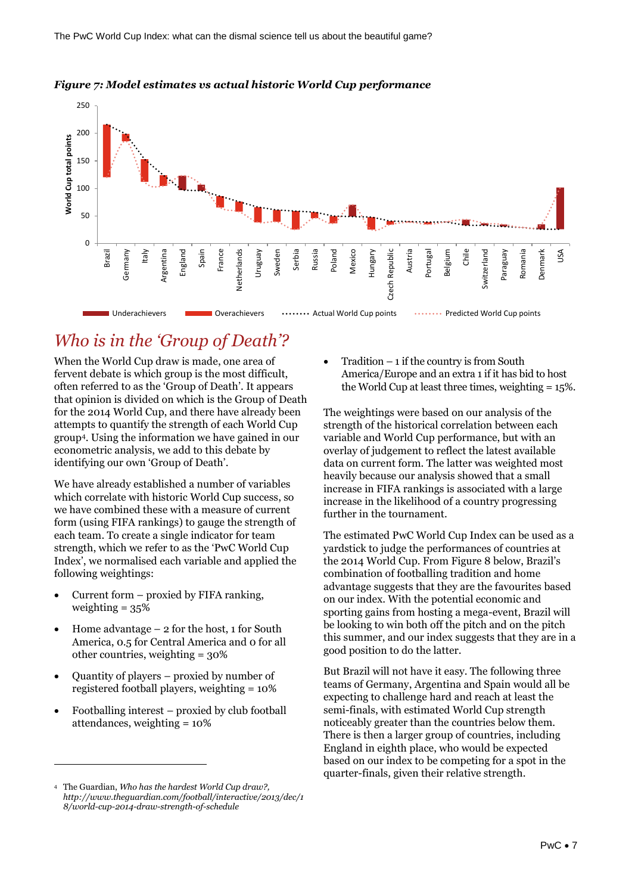*Figure 7: Model estimates vs actual historic World Cup performance*

## *Who is in the 'Group of Death'?*

When the World Cup draw is made, one area of fervent debate is which group is the most difficult, often referred to as the 'Group of Death'. It appears that opinion is divided on which is the Group of Death for the 2014 World Cup, and there have already been attempts to quantify the strength of each World Cup group[4]. Using the information we have gained in our econometric analysis, we add to this debate by identifying our own 'Group of Death'.

We have already established a number of variables which correlate with historic World Cup success, so we have combined these with a measure of current form (using FIFA rankings) to gauge the strength of each team. To create a single indicator for team strength, which we refer to as the 'PwC World Cup Index', we normalised each variable and applied the following weightings:

- Current form – proxied by FIFA ranking, weighting = 35%
- Home advantage – 2 for the host, 1 for South America, 0.5 for Central America and 0 for all other countries, weighting = 30%
- Quantity of players – proxied by number of registered football players, weighting = 10%
- Footballing interest – proxied by club football attendances, weighting = 10%
- Tradition – 1 if the country is from South America/Europe and an extra 1 if it has bid to host the World Cup at least three times, weighting = 15%.

The weightings were based on our analysis of the strength of the historical correlation between each variable and World Cup performance, but with an overlay of judgement to reflect the latest available data on current form. The latter was weighted most heavily because our analysis showed that a small increase in FIFA rankings is associated with a large increase in the likelihood of a country progressing further in the tournament.

The estimated PwC World Cup Index can be used as a yardstick to judge the performances of countries at the 2014 World Cup. From Figure 8 below, Brazil's combination of footballing tradition and home advantage suggests that they are the favourites based on our index. With the potential economic and sporting gains from hosting a mega-event, Brazil will be looking to win both off the pitch and on the pitch this summer, and our index suggests that they are in a good position to do the latter.

But Brazil will not have it easy. The following three teams of Germany, Argentina and Spain would all be expecting to challenge hard and reach at least the semi-finals, with estimated World Cup strength noticeably greater than the countries below them. There is then a larger group of countries, including England in eighth place, who would be expected based on our index to be competing for a spot in the quarter-finals, given their relative strength.

---

[4] The Guardian, *Who has the hardest World Cup draw?, http://www.theguardian.com/football/interactive/2013/dec/18/world-cup-2014-draw-strength-of-schedule*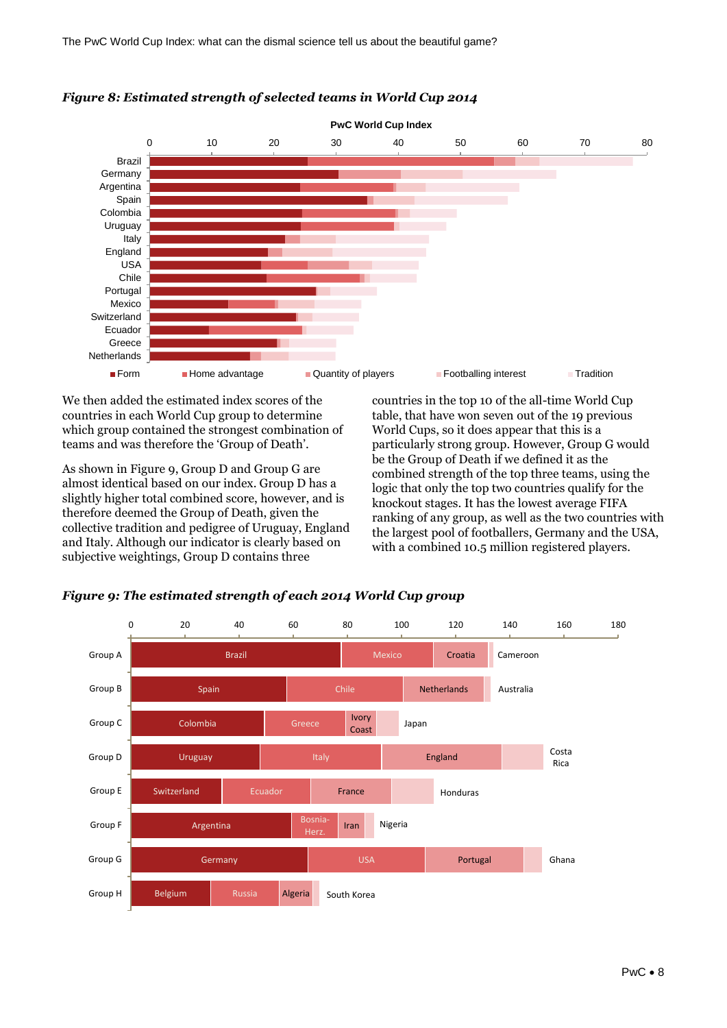*Figure 8: Estimated strength of selected teams in World Cup 2014*

*Figure 9: The estimated strength of each 2014 World Cup group*

We then added the estimated index scores of the countries in each World Cup group to determine which group contained the strongest combination of teams and was therefore the 'Group of Death'.

As shown in Figure 9, Group D and Group G are almost identical based on our index. Group D has a slightly higher total combined score, however, and is therefore deemed the Group of Death, given the collective tradition and pedigree of Uruguay, England and Italy. Although our indicator is clearly based on subjective weightings, Group D contains three countries in the top 10 of the all-time World Cup table, that have won seven out of the 19 previous World Cups, so it does appear that this is a particularly strong group. However, Group G would be the Group of Death if we defined it as the combined strength of the top three teams, using the logic that only the top two countries qualify for the knockout stages. It has the lowest average FIFA ranking of any group, as well as the two countries with the largest pool of footballers, Germany and the USA, with a combined 10.5 million registered players.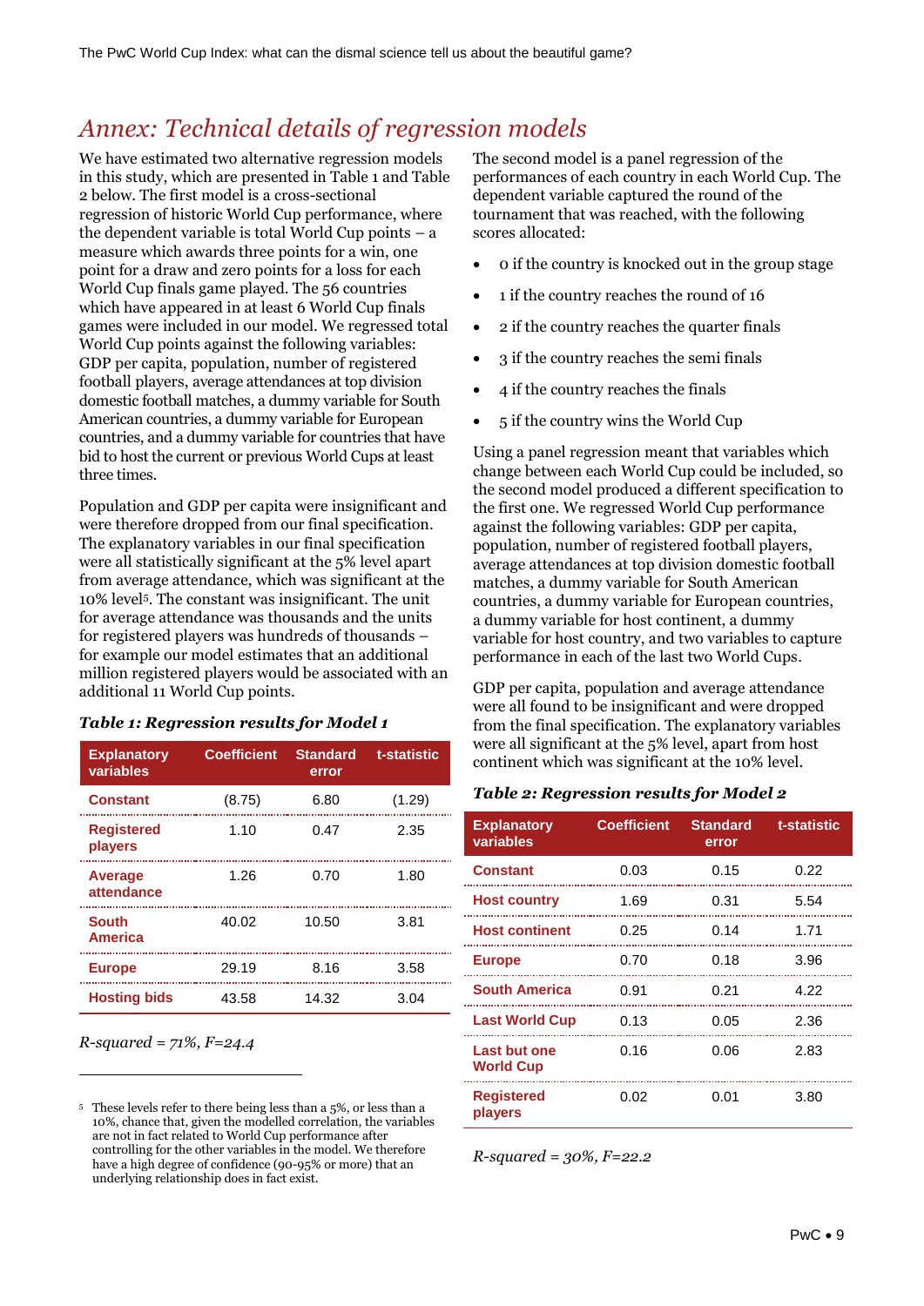# Annex: Technical details of regression models

We have estimated two alternative regression models in this study, which are presented in Table 1 and Table 2 below. The first model is a cross-sectional regression of historic World Cup performance, where the dependent variable is total World Cup points – a measure which awards three points for a win, one point for a draw and zero points for a loss for each World Cup finals game played. The 56 countries which have appeared in at least 6 World Cup finals games were included in our model. We regressed total World Cup points against the following variables: GDP per capita, population, number of registered football players, average attendances at top division domestic football matches, a dummy variable for South American countries, a dummy variable for European countries, and a dummy variable for countries that have bid to host the current or previous World Cups at least three times.

Population and GDP per capita were insignificant and were therefore dropped from our final specification. The explanatory variables in our final specification were all statistically significant at the 5% level apart from average attendance, which was significant at the 10% level[5]. The constant was insignificant. The unit for average attendance was thousands and the units for registered players was hundreds of thousands – for example our model estimates that an additional million registered players would be associated with an additional 11 World Cup points.

***Table 1: Regression results for Model 1***

| Explanatory variables | Coefficient | Standard error | t-statistic |
|---|---|---|---|
| Constant | (8.75) | 6.80 | (1.29) |
| Registered players | 1.10 | 0.47 | 2.35 |
| Average attendance | 1.26 | 0.70 | 1.80 |
| South America | 40.02 | 10.50 | 3.81 |
| Europe | 29.19 | 8.16 | 3.58 |
| Hosting bids | 43.58 | 14.32 | 3.04 |

*R-squared = 71%, F=24.4*

The second model is a panel regression of the performances of each country in each World Cup. The dependent variable captured the round of the tournament that was reached, with the following scores allocated:

- 0 if the country is knocked out in the group stage
- 1 if the country reaches the round of 16
- 2 if the country reaches the quarter finals
- 3 if the country reaches the semi finals
- 4 if the country reaches the finals
- 5 if the country wins the World Cup

Using a panel regression meant that variables which change between each World Cup could be included, so the second model produced a different specification to the first one. We regressed World Cup performance against the following variables: GDP per capita, population, number of registered football players, average attendances at top division domestic football matches, a dummy variable for South American countries, a dummy variable for European countries, a dummy variable for host continent, a dummy variable for host country, and two variables to capture performance in each of the last two World Cups.

GDP per capita, population and average attendance were all found to be insignificant and were dropped from the final specification. The explanatory variables were all significant at the 5% level, apart from host continent which was significant at the 10% level.

***Table 2: Regression results for Model 2***

| Explanatory variables | Coefficient | Standard error | t-statistic |
|---|---|---|---|
| Constant | 0.03 | 0.15 | 0.22 |
| Host country | 1.69 | 0.31 | 5.54 |
| Host continent | 0.25 | 0.14 | 1.71 |
| Europe | 0.70 | 0.18 | 3.96 |
| South America | 0.91 | 0.21 | 4.22 |
| Last World Cup | 0.13 | 0.05 | 2.36 |
| Last but one World Cup | 0.16 | 0.06 | 2.83 |
| Registered players | 0.02 | 0.01 | 3.80 |

*R-squared = 30%, F=22.2*

---

[5] These levels refer to there being less than a 5%, or less than a 10%, chance that, given the modelled correlation, the variables are not in fact related to World Cup performance after controlling for the other variables in the model. We therefore have a high degree of confidence (90-95% or more) that an underlying relationship does in fact exist.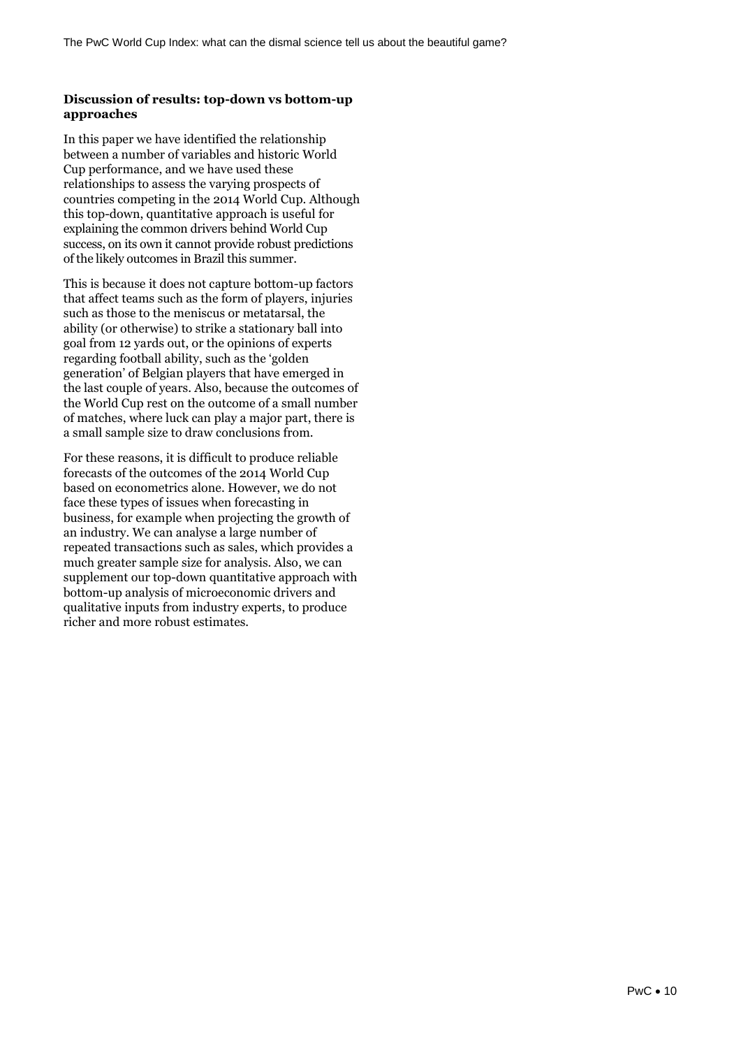### Discussion of results: top-down vs bottom-up approaches

In this paper we have identified the relationship between a number of variables and historic World Cup performance, and we have used these relationships to assess the varying prospects of countries competing in the 2014 World Cup. Although this top-down, quantitative approach is useful for explaining the common drivers behind World Cup success, on its own it cannot provide robust predictions of the likely outcomes in Brazil this summer.

This is because it does not capture bottom-up factors that affect teams such as the form of players, injuries such as those to the meniscus or metatarsal, the ability (or otherwise) to strike a stationary ball into goal from 12 yards out, or the opinions of experts regarding football ability, such as the 'golden generation' of Belgian players that have emerged in the last couple of years. Also, because the outcomes of the World Cup rest on the outcome of a small number of matches, where luck can play a major part, there is a small sample size to draw conclusions from.

For these reasons, it is difficult to produce reliable forecasts of the outcomes of the 2014 World Cup based on econometrics alone. However, we do not face these types of issues when forecasting in business, for example when projecting the growth of an industry. We can analyse a large number of repeated transactions such as sales, which provides a much greater sample size for analysis. Also, we can supplement our top-down quantitative approach with bottom-up analysis of microeconomic drivers and qualitative inputs from industry experts, to produce richer and more robust estimates.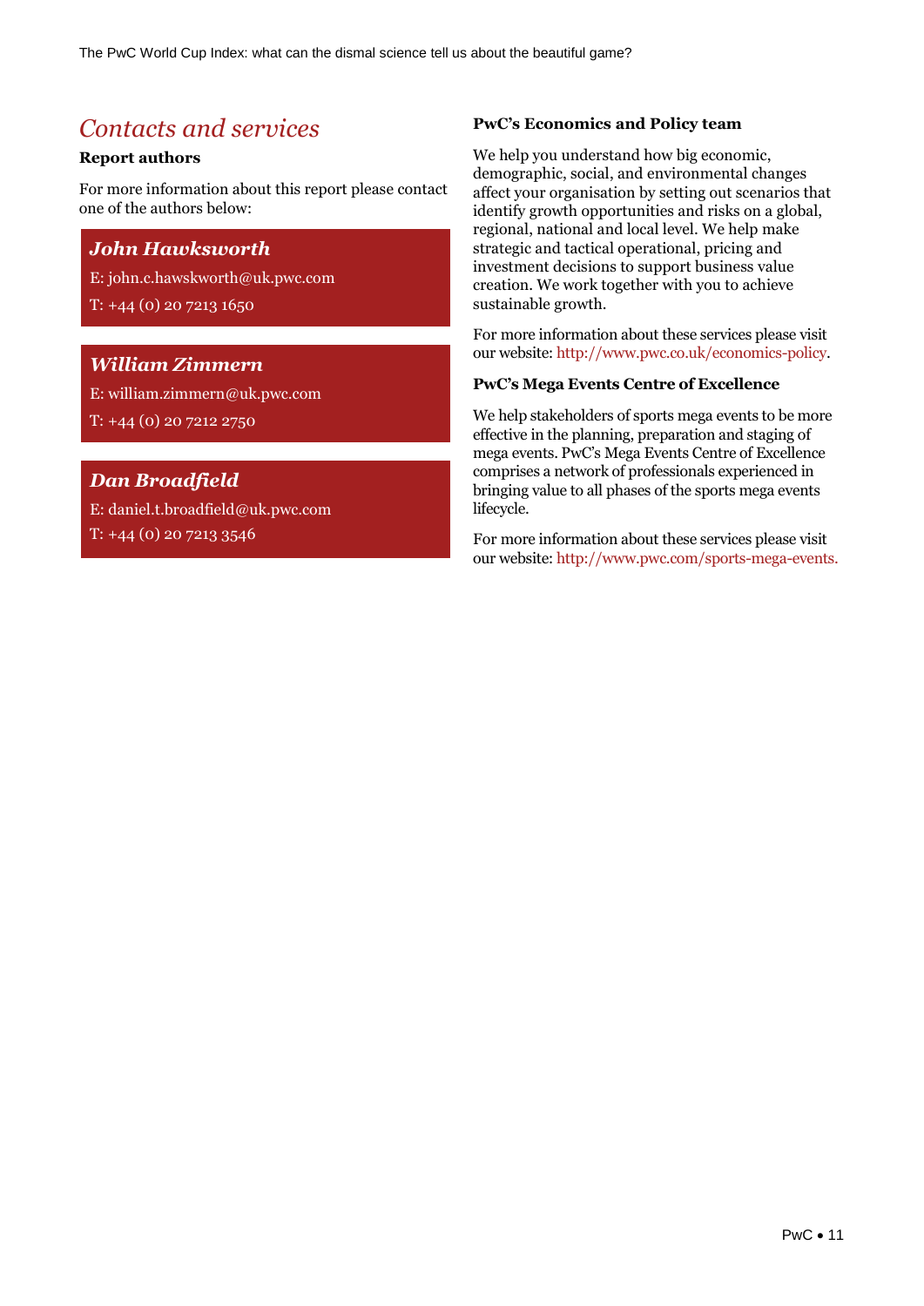# *Contacts and services*

**Report authors**

For more information about this report please contact one of the authors below:

***John Hawksworth***

E: john.c.hawksworth@uk.pwc.com

T: +44 (0) 20 7213 1650

***William Zimmern***

E: william.zimmern@uk.pwc.com

T: +44 (0) 20 7212 2750

***Dan Broadfield***

E: daniel.t.broadfield@uk.pwc.com

T: +44 (0) 20 7213 3546

**PwC's Economics and Policy team**

We help you understand how big economic, demographic, social, and environmental changes affect your organisation by setting out scenarios that identify growth opportunities and risks on a global, regional, national and local level. We help make strategic and tactical operational, pricing and investment decisions to support business value creation. We work together with you to achieve sustainable growth.

For more information about these services please visit our website: http://www.pwc.co.uk/economics-policy.

**PwC's Mega Events Centre of Excellence**

We help stakeholders of sports mega events to be more effective in the planning, preparation and staging of mega events. PwC's Mega Events Centre of Excellence comprises a network of professionals experienced in bringing value to all phases of the sports mega events lifecycle.

For more information about these services please visit our website: http://www.pwc.com/sports-mega-events.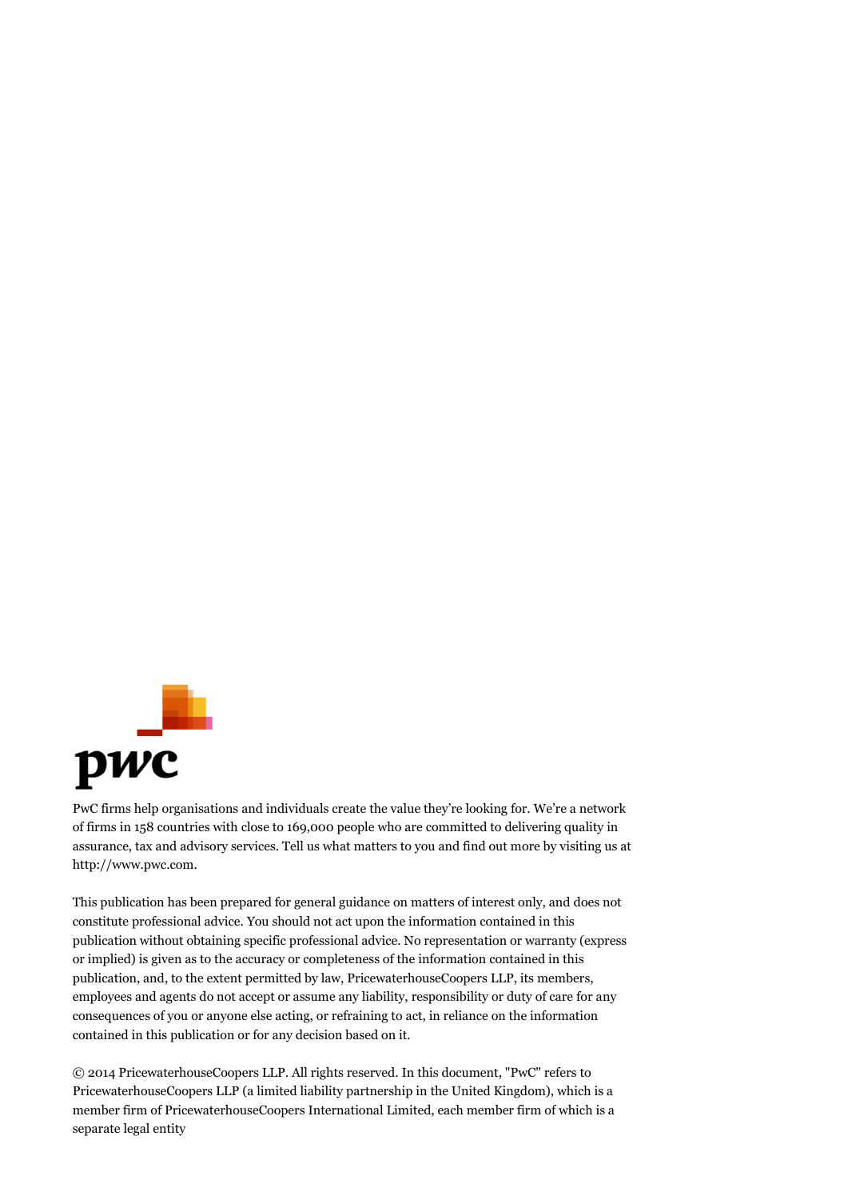PwC firms help organisations and individuals create the value they're looking for. We're a network of firms in 158 countries with close to 169,000 people who are committed to delivering quality in assurance, tax and advisory services. Tell us what matters to you and find out more by visiting us at http://www.pwc.com.

This publication has been prepared for general guidance on matters of interest only, and does not constitute professional advice. You should not act upon the information contained in this publication without obtaining specific professional advice. No representation or warranty (express or implied) is given as to the accuracy or completeness of the information contained in this publication, and, to the extent permitted by law, PricewaterhouseCoopers LLP, its members, employees and agents do not accept or assume any liability, responsibility or duty of care for any consequences of you or anyone else acting, or refraining to act, in reliance on the information contained in this publication or for any decision based on it.

© 2014 PricewaterhouseCoopers LLP. All rights reserved. In this document, "PwC" refers to PricewaterhouseCoopers LLP (a limited liability partnership in the United Kingdom), which is a member firm of PricewaterhouseCoopers International Limited, each member firm of which is a separate legal entity